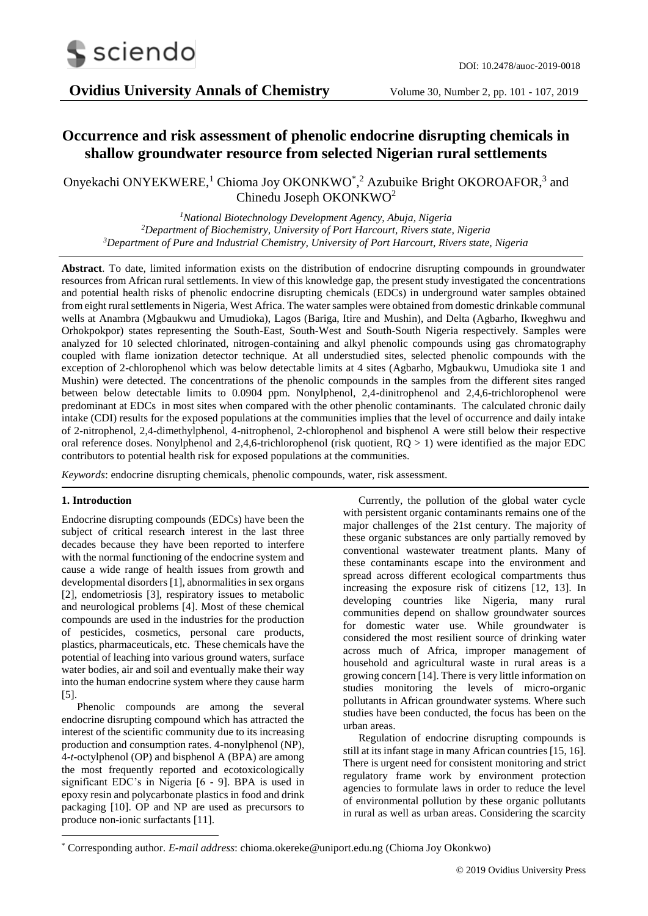# Occurrence and risk assessment of phenolic endocrine disrupting chemicals in shallow groundwater resource from selected Nigerian rural settlements

Onyekachi ONYEKWERE,[1] Chioma Joy OKONKWO*,[2] Azubuike Bright OKOROAFOR,[3] and Chinedu Joseph OKONKWO[2]

[1] *National Biotechnology Development Agency, Abuja, Nigeria*
[2] *Department of Biochemistry, University of Port Harcourt, Rivers state, Nigeria*
[3] *Department of Pure and Industrial Chemistry, University of Port Harcourt, Rivers state, Nigeria*

**Abstract**. To date, limited information exists on the distribution of endocrine disrupting compounds in groundwater resources from African rural settlements. In view of this knowledge gap, the present study investigated the concentrations and potential health risks of phenolic endocrine disrupting chemicals (EDCs) in underground water samples obtained from eight rural settlements in Nigeria, West Africa. The water samples were obtained from domestic drinkable communal wells at Anambra (Mgbaukwu and Umudioka), Lagos (Bariga, Itire and Mushin), and Delta (Agbarho, Ikweghwu and Orhokpokpor) states representing the South-East, South-West and South-South Nigeria respectively. Samples were analyzed for 10 selected chlorinated, nitrogen-containing and alkyl phenolic compounds using gas chromatography coupled with flame ionization detector technique. At all understudied sites, selected phenolic compounds with the exception of 2-chlorophenol which was below detectable limits at 4 sites (Agbarho, Mgbaukwu, Umudioka site 1 and Mushin) were detected. The concentrations of the phenolic compounds in the samples from the different sites ranged between below detectable limits to 0.0904 ppm. Nonylphenol, 2,4-dinitrophenol and 2,4,6-trichlorophenol were predominant at EDCs in most sites when compared with the other phenolic contaminants. The calculated chronic daily intake (CDI) results for the exposed populations at the communities implies that the level of occurrence and daily intake of 2-nitrophenol, 2,4-dimethylphenol, 4-nitrophenol, 2-chlorophenol and bisphenol A were still below their respective oral reference doses. Nonylphenol and 2,4,6-trichlorophenol (risk quotient, RQ > 1) were identified as the major EDC contributors to potential health risk for exposed populations at the communities.

*Keywords*: endocrine disrupting chemicals, phenolic compounds, water, risk assessment.

## 1. Introduction

Endocrine disrupting compounds (EDCs) have been the subject of critical research interest in the last three decades because they have been reported to interfere with the normal functioning of the endocrine system and cause a wide range of health issues from growth and developmental disorders [1], abnormalities in sex organs [2], endometriosis [3], respiratory issues to metabolic and neurological problems [4]. Most of these chemical compounds are used in the industries for the production of pesticides, cosmetics, personal care products, plastics, pharmaceuticals, etc. These chemicals have the potential of leaching into various ground waters, surface water bodies, air and soil and eventually make their way into the human endocrine system where they cause harm [5].

Phenolic compounds are among the several endocrine disrupting compound which has attracted the interest of the scientific community due to its increasing production and consumption rates. 4-nonylphenol (NP), 4-*t*-octylphenol (OP) and bisphenol A (BPA) are among the most frequently reported and ecotoxicologically significant EDC's in Nigeria [6 - 9]. BPA is used in epoxy resin and polycarbonate plastics in food and drink packaging [10]. OP and NP are used as precursors to produce non-ionic surfactants [11].

Currently, the pollution of the global water cycle with persistent organic contaminants remains one of the major challenges of the 21st century. The majority of these organic substances are only partially removed by conventional wastewater treatment plants. Many of these contaminants escape into the environment and spread across different ecological compartments thus increasing the exposure risk of citizens [12, 13]. In developing countries like Nigeria, many rural communities depend on shallow groundwater sources for domestic water use. While groundwater is considered the most resilient source of drinking water across much of Africa, improper management of household and agricultural waste in rural areas is a growing concern [14]. There is very little information on studies monitoring the levels of micro-organic pollutants in African groundwater systems. Where such studies have been conducted, the focus has been on the urban areas.

Regulation of endocrine disrupting compounds is still at its infant stage in many African countries [15, 16]. There is urgent need for consistent monitoring and strict regulatory frame work by environment protection agencies to formulate laws in order to reduce the level of environmental pollution by these organic pollutants in rural as well as urban areas. Considering the scarcity

* Corresponding author. *E-mail address*: chioma.okereke@uniport.edu.ng (Chioma Joy Okonkwo)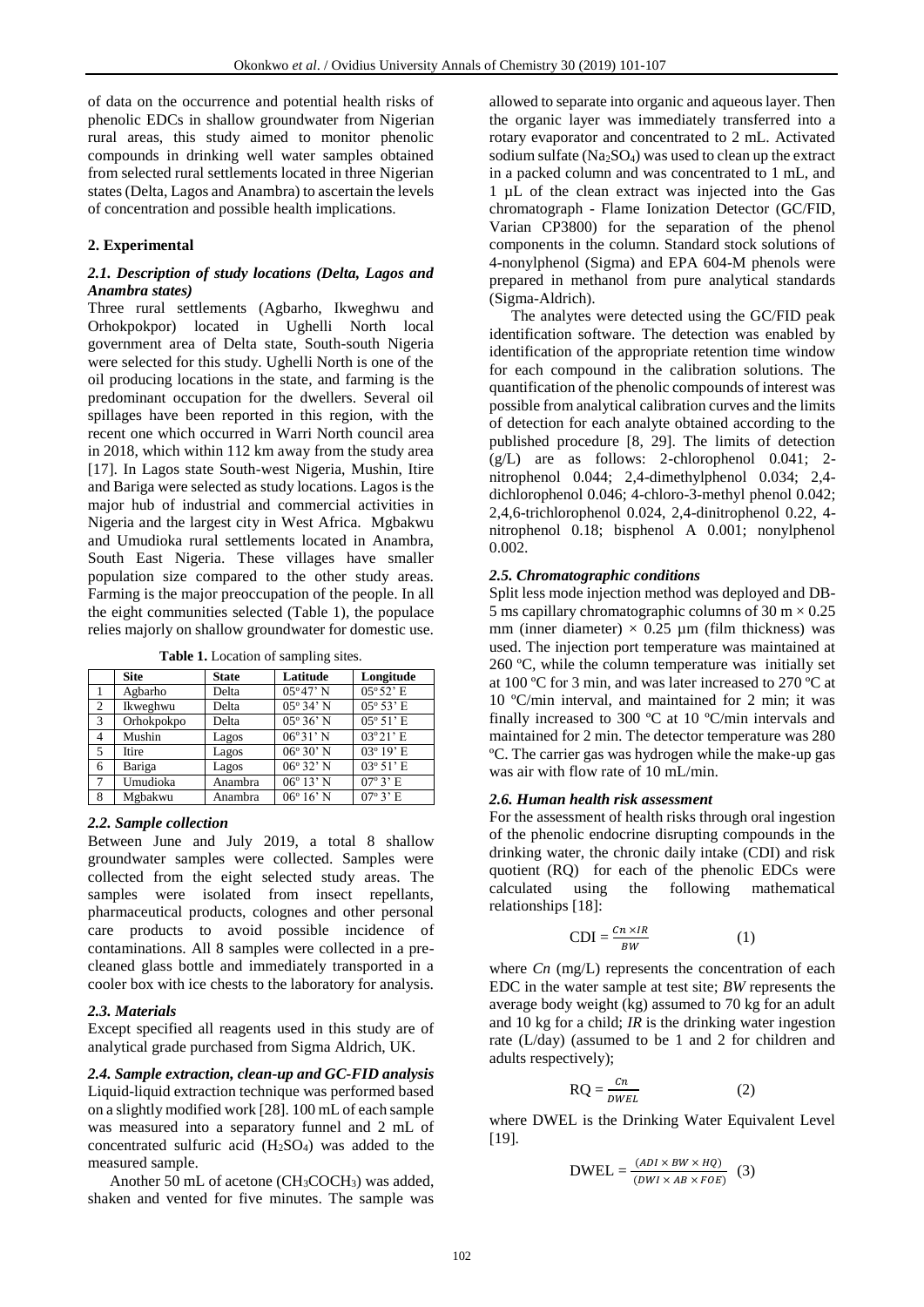of data on the occurrence and potential health risks of phenolic EDCs in shallow groundwater from Nigerian rural areas, this study aimed to monitor phenolic compounds in drinking well water samples obtained from selected rural settlements located in three Nigerian states (Delta, Lagos and Anambra) to ascertain the levels of concentration and possible health implications.

## 2. Experimental

### *2.1. Description of study locations (Delta, Lagos and Anambra states)*

Three rural settlements (Agbarho, Ikweghwu and Orhokpokpor) located in Ughelli North local government area of Delta state, South-south Nigeria were selected for this study. Ughelli North is one of the oil producing locations in the state, and farming is the predominant occupation for the dwellers. Several oil spillages have been reported in this region, with the recent one which occurred in Warri North council area in 2018, which within 112 km away from the study area [17]. In Lagos state South-west Nigeria, Mushin, Itire and Bariga were selected as study locations. Lagos is the major hub of industrial and commercial activities in Nigeria and the largest city in West Africa. Mgbakwu and Umudioka rural settlements located in Anambra, South East Nigeria. These villages have smaller population size compared to the other study areas. Farming is the major preoccupation of the people. In all the eight communities selected (Table 1), the populace relies majorly on shallow groundwater for domestic use.

**Table 1.** Location of sampling sites.

| | Site | State | Latitude | Longitude |
|---|---|---|---|---|
| 1 | Agbarho | Delta | 05°47' N | 05°52' E |
| 2 | Ikweghwu | Delta | 05° 34' N | 05° 53' E |
| 3 | Orhokpokpo | Delta | 05° 36' N | 05° 51' E |
| 4 | Mushin | Lagos | 06°31' N | 03°21' E |
| 5 | Itire | Lagos | 06° 30' N | 03° 19' E |
| 6 | Bariga | Lagos | 06° 32' N | 03° 51' E |
| 7 | Umudioka | Anambra | 06° 13' N | 07° 3' E |
| 8 | Mgbakwu | Anambra | 06° 16' N | 07° 3' E |

### *2.2. Sample collection*

Between June and July 2019, a total 8 shallow groundwater samples were collected. Samples were collected from the eight selected study areas. The samples were isolated from insect repellants, pharmaceutical products, colognes and other personal care products to avoid possible incidence of contaminations. All 8 samples were collected in a pre-cleaned glass bottle and immediately transported in a cooler box with ice chests to the laboratory for analysis.

### *2.3. Materials*

Except specified all reagents used in this study are of analytical grade purchased from Sigma Aldrich, UK.

### *2.4. Sample extraction, clean-up and GC-FID analysis*

Liquid-liquid extraction technique was performed based on a slightly modified work [28]. 100 mL of each sample was measured into a separatory funnel and 2 mL of concentrated sulfuric acid ($H_2SO_4$) was added to the measured sample.

Another 50 mL of acetone ($CH_3COCH_3$) was added, shaken and vented for five minutes. The sample was allowed to separate into organic and aqueous layer. Then the organic layer was immediately transferred into a rotary evaporator and concentrated to 2 mL. Activated sodium sulfate ($Na_2SO_4$) was used to clean up the extract in a packed column and was concentrated to 1 mL, and 1 µL of the clean extract was injected into the Gas chromatograph - Flame Ionization Detector (GC/FID, Varian CP3800) for the separation of the phenol components in the column. Standard stock solutions of 4-nonylphenol (Sigma) and EPA 604-M phenols were prepared in methanol from pure analytical standards (Sigma-Aldrich).

The analytes were detected using the GC/FID peak identification software. The detection was enabled by identification of the appropriate retention time window for each compound in the calibration solutions. The quantification of the phenolic compounds of interest was possible from analytical calibration curves and the limits of detection for each analyte obtained according to the published procedure [8, 29]. The limits of detection (g/L) are as follows: 2-chlorophenol 0.041; 2-nitrophenol 0.044; 2,4-dimethylphenol 0.034; 2,4-dichlorophenol 0.046; 4-chloro-3-methyl phenol 0.042; 2,4,6-trichlorophenol 0.024, 2,4-dinitrophenol 0.22, 4-nitrophenol 0.18; bisphenol A 0.001; nonylphenol 0.002.

### *2.5. Chromatographic conditions*

Split less mode injection method was deployed and DB-5 ms capillary chromatographic columns of 30 m × 0.25 mm (inner diameter) × 0.25 µm (film thickness) was used. The injection port temperature was maintained at 260 ºC, while the column temperature was initially set at 100 ºC for 3 min, and was later increased to 270 ºC at 10 ºC/min interval, and maintained for 2 min; it was finally increased to 300 ºC at 10 ºC/min intervals and maintained for 2 min. The detector temperature was 280 ºC. The carrier gas was hydrogen while the make-up gas was air with flow rate of 10 mL/min.

### *2.6. Human health risk assessment*

For the assessment of health risks through oral ingestion of the phenolic endocrine disrupting compounds in the drinking water, the chronic daily intake (CDI) and risk quotient (RQ) for each of the phenolic EDCs were calculated using the following mathematical relationships [18]:

$$\mathrm{CDI} = \frac{Cn \times IR}{BW} \quad (1)$$

where *Cn* (mg/L) represents the concentration of each EDC in the water sample at test site; *BW* represents the average body weight (kg) assumed to 70 kg for an adult and 10 kg for a child; *IR* is the drinking water ingestion rate (L/day) (assumed to be 1 and 2 for children and adults respectively);

$$\mathrm{RQ} = \frac{Cn}{DWEL} \quad (2)$$

where DWEL is the Drinking Water Equivalent Level [19].

$$\mathrm{DWEL} = \frac{(ADI \times BW \times HQ)}{(DWI \times AB \times FOE)} \quad (3)$$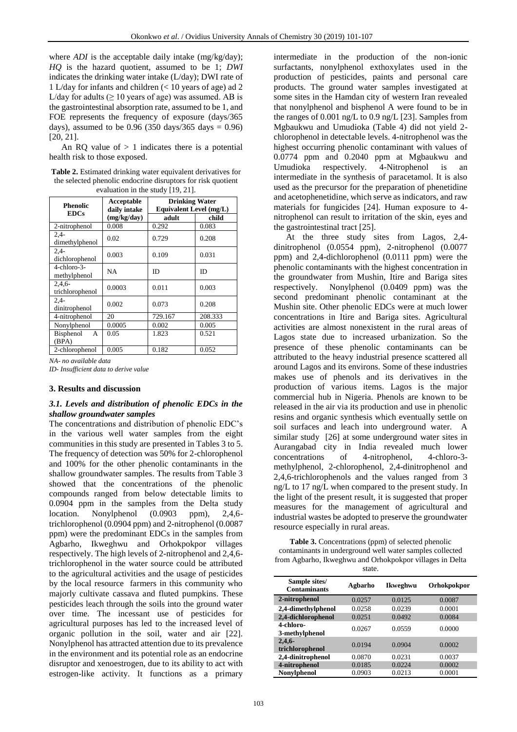where *ADI* is the acceptable daily intake (mg/kg/day); *HQ* is the hazard quotient, assumed to be 1; *DWI* indicates the drinking water intake (L/day); DWI rate of 1 L/day for infants and children (< 10 years of age) ad 2 L/day for adults (≥ 10 years of age) was assumed. AB is the gastrointestinal absorption rate, assumed to be 1, and FOE represents the frequency of exposure (days/365 days), assumed to be 0.96 (350 days/365 days = 0.96) [20, 21].

An RQ value of > 1 indicates there is a potential health risk to those exposed.

**Table 2.** Estimated drinking water equivalent derivatives for the selected phenolic endocrine disruptors for risk quotient evaluation in the study [19, 21].

| Phenolic EDCs | Acceptable daily intake (mg/kg/day) | Drinking Water Equivalent Level (mg/L) | |
|---|---|---|---|
| | | adult | child |
| 2-nitrophenol | 0.008 | 0.292 | 0.083 |
| 2,4-dimethylphenol | 0.02 | 0.729 | 0.208 |
| 2,4-dichlorophenol | 0.003 | 0.109 | 0.031 |
| 4-chloro-3-methylphenol | NA | ID | ID |
| 2,4,6-trichlorophenol | 0.0003 | 0.011 | 0.003 |
| 2,4-dinitrophenol | 0.002 | 0.073 | 0.208 |
| 4-nitrophenol | 20 | 729.167 | 208.333 |
| Nonylphenol | 0.0005 | 0.002 | 0.005 |
| Bisphenol A (BPA) | 0.05 | 1.823 | 0.521 |
| 2-chlorophenol | 0.005 | 0.182 | 0.052 |

*NA- no available data*

*ID- Insufficient data to derive value*

## 3. Results and discussion

### *3.1. Levels and distribution of phenolic EDCs in the shallow groundwater samples*

The concentrations and distribution of phenolic EDC's in the various well water samples from the eight communities in this study are presented in Tables 3 to 5. The frequency of detection was 50% for 2-chlorophenol and 100% for the other phenolic contaminants in the shallow groundwater samples. The results from Table 3 showed that the concentrations of the phenolic compounds ranged from below detectable limits to 0.0904 ppm in the samples from the Delta study location. Nonylphenol (0.0903 ppm), 2,4,6-trichlorophenol (0.0904 ppm) and 2-nitrophenol (0.0087 ppm) were the predominant EDCs in the samples from Agbarho, Ikweghwu and Orhokpokpor villages respectively. The high levels of 2-nitrophenol and 2,4,6-trichlorophenol in the water source could be attributed to the agricultural activities and the usage of pesticides by the local resource farmers in this community who majorly cultivate cassava and fluted pumpkins. These pesticides leach through the soils into the ground water over time. The incessant use of pesticides for agricultural purposes has led to the increased level of organic pollution in the soil, water and air [22]. Nonylphenol has attracted attention due to its prevalence in the environment and its potential role as an endocrine disruptor and xenoestrogen, due to its ability to act with estrogen-like activity. It functions as a primary intermediate in the production of the non-ionic surfactants, nonylphenol exthoxylates used in the production of pesticides, paints and personal care products. The ground water samples investigated at some sites in the Hamdan city of western Iran revealed that nonylphenol and bisphenol A were found to be in the ranges of 0.001 ng/L to 0.9 ng/L [23]. Samples from Mgbaukwu and Umudioka (Table 4) did not yield 2-chlorophenol in detectable levels. 4-nitrophenol was the highest occurring phenolic contaminant with values of 0.0774 ppm and 0.2040 ppm at Mgbaukwu and Umudioka respectively. 4-Nitrophenol is an intermediate in the synthesis of paracetamol. It is also used as the precursor for the preparation of phenetidine and acetophenetidine, which serve as indicators, and raw materials for fungicides [24]. Human exposure to 4-nitrophenol can result to irritation of the skin, eyes and the gastrointestinal tract [25].

At the three study sites from Lagos, 2,4-dinitrophenol (0.0554 ppm), 2-nitrophenol (0.0077 ppm) and 2,4-dichlorophenol (0.0111 ppm) were the phenolic contaminants with the highest concentration in the groundwater from Mushin, Itire and Bariga sites respectively. Nonylphenol (0.0409 ppm) was the second predominant phenolic contaminant at the Mushin site. Other phenolic EDCs were at much lower concentrations in Itire and Bariga sites. Agricultural activities are almost nonexistent in the rural areas of Lagos state due to increased urbanization. So the presence of these phenolic contaminants can be attributed to the heavy industrial presence scattered all around Lagos and its environs. Some of these industries makes use of phenols and its derivatives in the production of various items. Lagos is the major commercial hub in Nigeria. Phenols are known to be released in the air via its production and use in phenolic resins and organic synthesis which eventually settle on soil surfaces and leach into underground water. A similar study [26] at some underground water sites in Aurangabad city in India revealed much lower concentrations of 4-nitrophenol, 4-chloro-3-methylphenol, 2-chlorophenol, 2,4-dinitrophenol and 2,4,6-trichlorophenols and the values ranged from 3 ng/L to 17 ng/L when compared to the present study. In the light of the present result, it is suggested that proper measures for the management of agricultural and industrial wastes be adopted to preserve the groundwater resource especially in rural areas.

**Table 3.** Concentrations (ppm) of selected phenolic contaminants in underground well water samples collected from Agbarho, Ikweghwu and Orhokpokpor villages in Delta state.

| Sample sites/ Contaminants | Agbarho | Ikweghwu | Orhokpokpor |
|---|---|---|---|
| **2-nitrophenol** | 0.0257 | 0.0125 | 0.0087 |
| **2,4-dimethylphenol** | 0.0258 | 0.0239 | 0.0001 |
| **2,4-dichlorophenol** | 0.0251 | 0.0492 | 0.0084 |
| **4-chloro-3-methylphenol** | 0.0267 | 0.0559 | 0.0000 |
| **2,4,6-trichlorophenol** | 0.0194 | 0.0904 | 0.0002 |
| **2,4-dinitrophenol** | 0.0870 | 0.0231 | 0.0037 |
| **4-nitrophenol** | 0.0185 | 0.0224 | 0.0002 |
| **Nonylphenol** | 0.0903 | 0.0213 | 0.0001 |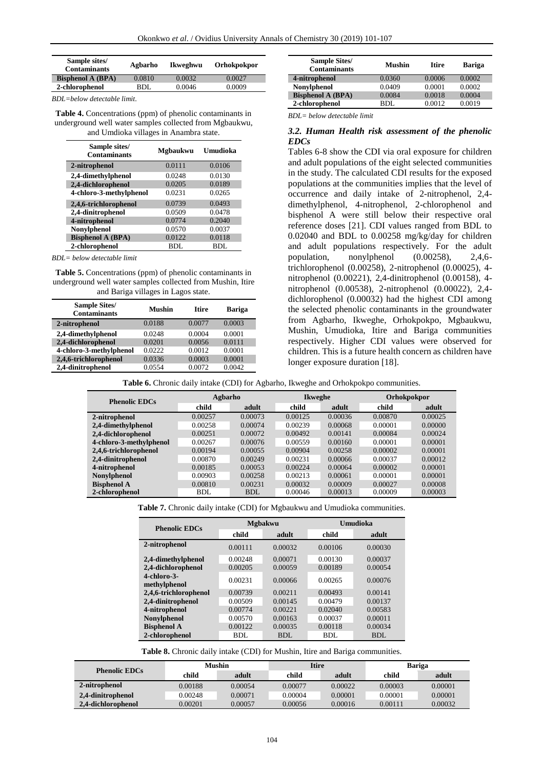| Sample sites/ Contaminants | Agbarho | Ikweghwu | Orhokpokpor |
|---|---|---|---|
| **Bisphenol A (BPA)** | 0.0810 | 0.0032 | 0.0027 |
| **2-chlorophenol** | BDL | 0.0046 | 0.0009 |

*BDL=below detectable limit.*

**Table 4.** Concentrations (ppm) of phenolic contaminants in underground well water samples collected from Mgbaukwu, and Umdioka villages in Anambra state.

| Sample sites/ Contaminants | Mgbaukwu | Umudioka |
|---|---|---|
| **2-nitrophenol** | 0.0111 | 0.0106 |
| **2,4-dimethylphenol** | 0.0248 | 0.0130 |
| **2,4-dichlorophenol** | 0.0205 | 0.0189 |
| **4-chloro-3-methylphenol** | 0.0231 | 0.0265 |
| **2,4,6-trichlorophenol** | 0.0739 | 0.0493 |
| **2,4-dinitrophenol** | 0.0509 | 0.0478 |
| **4-nitrophenol** | 0.0774 | 0.2040 |
| **Nonylphenol** | 0.0570 | 0.0037 |
| **Bisphenol A (BPA)** | 0.0122 | 0.0118 |
| **2-chlorophenol** | BDL | BDL |

*BDL= below detectable limit*

**Table 5.** Concentrations (ppm) of phenolic contaminants in underground well water samples collected from Mushin, Itire and Bariga villages in Lagos state.

| Sample Sites/ Contaminants | Mushin | Itire | Bariga |
|---|---|---|---|
| **2-nitrophenol** | 0.0188 | 0.0077 | 0.0003 |
| **2,4-dimethylphenol** | 0.0248 | 0.0004 | 0.0001 |
| **2,4-dichlorophenol** | 0.0201 | 0.0056 | 0.0111 |
| **4-chloro-3-methylphenol** | 0.0222 | 0.0012 | 0.0001 |
| **2,4,6-trichlorophenol** | 0.0336 | 0.0003 | 0.0001 |
| **2,4-dinitrophenol** | 0.0554 | 0.0072 | 0.0042 |
| **4-nitrophenol** | 0.0360 | 0.0006 | 0.0002 |
| **Nonylphenol** | 0.0409 | 0.0001 | 0.0002 |
| **Bisphenol A (BPA)** | 0.0084 | 0.0018 | 0.0004 |
| **2-chlorophenol** | BDL | 0.0012 | 0.0019 |

*BDL= below detectable limit*

### *3.2. Human Health risk assessment of the phenolic EDCs*

Tables 6-8 show the CDI via oral exposure for children and adult populations of the eight selected communities in the study. The calculated CDI results for the exposed populations at the communities implies that the level of occurrence and daily intake of 2-nitrophenol, 2,4-dimethylphenol, 4-nitrophenol, 2-chlorophenol and bisphenol A were still below their respective oral reference doses [21]. CDI values ranged from BDL to 0.02040 and BDL to 0.00258 mg/kg/day for children and adult populations respectively. For the adult population, nonylphenol (0.00258), 2,4,6-trichlorophenol (0.00258), 2-nitrophenol (0.00025), 4-nitrophenol (0.00221), 2,4-dinitrophenol (0.00158), 4-nitrophenol (0.00538), 2-nitrophenol (0.00022), 2,4-dichlorophenol (0.00032) had the highest CDI among the selected phenolic contaminants in the groundwater from Agbarho, Ikweghe, Orhokpokpo, Mgbaukwu, Mushin, Umudioka, Itire and Bariga communities respectively. Higher CDI values were observed for children. This is a future health concern as children have longer exposure duration [18].

**Table 6.** Chronic daily intake (CDI) for Agbarho, Ikweghe and Orhokpokpo communities.

| Phenolic EDCs | Agbarho | | Ikweghe | | Orhokpokpor | |
|---|---|---|---|---|---|---|
| | child | adult | child | adult | child | adult |
| **2-nitrophenol** | 0.00257 | 0.00073 | 0.00125 | 0.00036 | 0.00870 | 0.00025 |
| **2,4-dimethylphenol** | 0.00258 | 0.00074 | 0.00239 | 0.00068 | 0.00001 | 0.00000 |
| **2,4-dichlorophenol** | 0.00251 | 0.00072 | 0.00492 | 0.00141 | 0.00084 | 0.00024 |
| **4-chloro-3-methylphenol** | 0.00267 | 0.00076 | 0.00559 | 0.00160 | 0.00001 | 0.00001 |
| **2,4,6-trichlorophenol** | 0.00194 | 0.00055 | 0.00904 | 0.00258 | 0.00002 | 0.00001 |
| **2,4-dinitrophenol** | 0.00870 | 0.00249 | 0.00231 | 0.00066 | 0.00037 | 0.00012 |
| **4-nitrophenol** | 0.00185 | 0.00053 | 0.00224 | 0.00064 | 0.00002 | 0.00001 |
| **Nonylphenol** | 0.00903 | 0.00258 | 0.00213 | 0.00061 | 0.00001 | 0.00001 |
| **Bisphenol A** | 0.00810 | 0.00231 | 0.00032 | 0.00009 | 0.00027 | 0.00008 |
| **2-chlorophenol** | BDL | BDL | 0.00046 | 0.00013 | 0.00009 | 0.00003 |

**Table 7.** Chronic daily intake (CDI) for Mgbaukwu and Umudioka communities.

| Phenolic EDCs | Mgbakwu | | Umudioka | |
|---|---|---|---|---|
| | child | adult | child | adult |
| **2-nitrophenol** | 0.00111 | 0.00032 | 0.00106 | 0.00030 |
| **2,4-dimethylphenol** | 0.00248 | 0.00071 | 0.00130 | 0.00037 |
| **2,4-dichlorophenol** | 0.00205 | 0.00059 | 0.00189 | 0.00054 |
| **4-chloro-3-methylphenol** | 0.00231 | 0.00066 | 0.00265 | 0.00076 |
| **2,4,6-trichlorophenol** | 0.00739 | 0.00211 | 0.00493 | 0.00141 |
| **2,4-dinitrophenol** | 0.00509 | 0.00145 | 0.00479 | 0.00137 |
| **4-nitrophenol** | 0.00774 | 0.00221 | 0.02040 | 0.00583 |
| **Nonylphenol** | 0.00570 | 0.00163 | 0.00037 | 0.00011 |
| **Bisphenol A** | 0.00122 | 0.00035 | 0.00118 | 0.00034 |
| **2-chlorophenol** | BDL | BDL | BDL | BDL |

**Table 8.** Chronic daily intake (CDI) for Mushin, Itire and Bariga communities.

| Phenolic EDCs | Mushin | | Itire | | Bariga | |
|---|---|---|---|---|---|---|
| | child | adult | child | adult | child | adult |
| **2-nitrophenol** | 0.00188 | 0.00054 | 0.00077 | 0.00022 | 0.00003 | 0.00001 |
| **2,4-dinitrophenol** | 0.00248 | 0.00071 | 0.00004 | 0.00001 | 0.00001 | 0.00001 |
| **2,4-dichlorophenol** | 0.00201 | 0.00057 | 0.00056 | 0.00016 | 0.00111 | 0.00032 |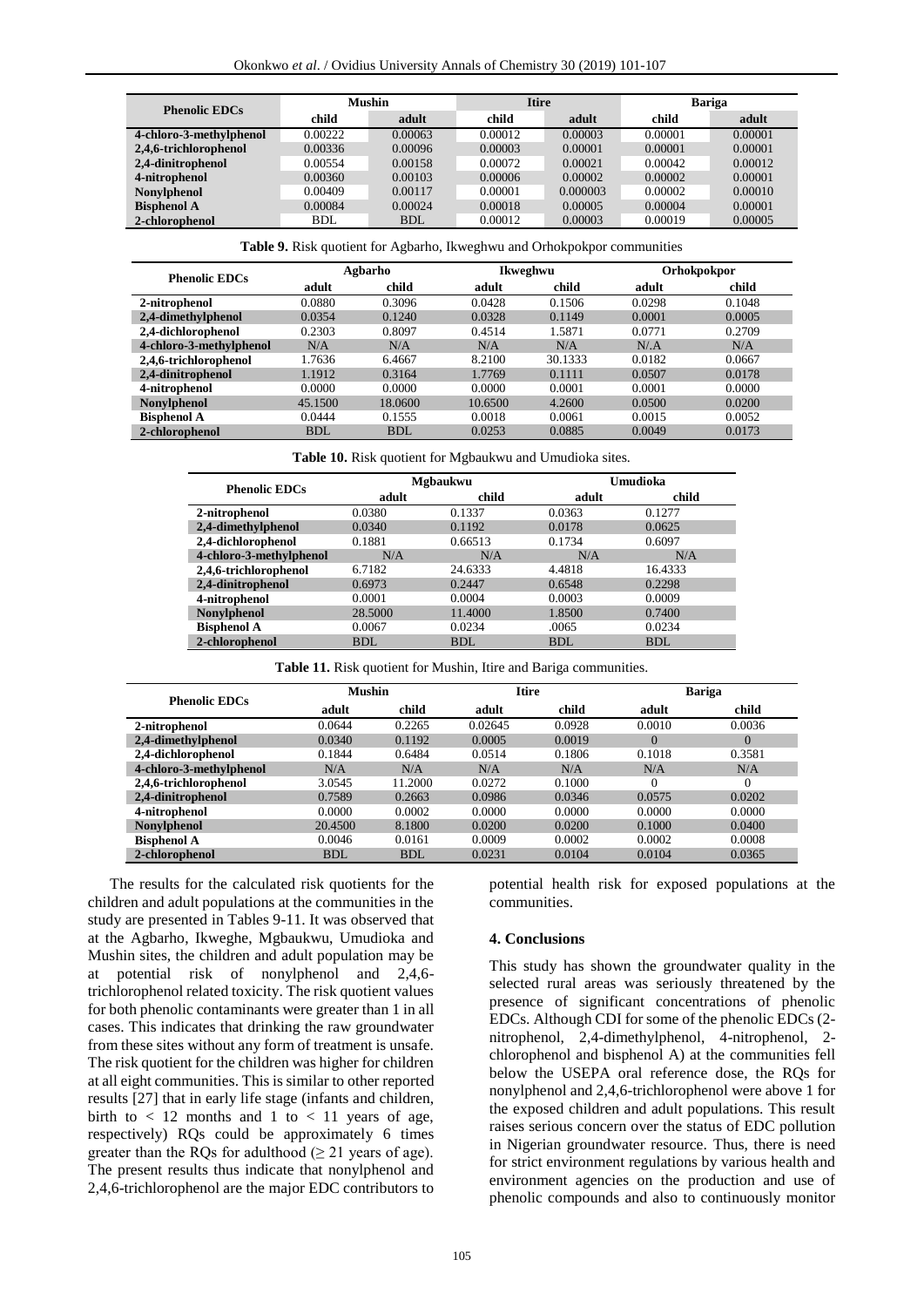| Phenolic EDCs | Mushin | | Itire | | Bariga | |
|---|---|---|---|---|---|---|
| | child | adult | child | adult | child | adult |
| 4-chloro-3-methylphenol | 0.00222 | 0.00063 | 0.00012 | 0.00003 | 0.00001 | 0.00001 |
| 2,4,6-trichlorophenol | 0.00336 | 0.00096 | 0.00003 | 0.00001 | 0.00001 | 0.00001 |
| 2,4-dinitrophenol | 0.00554 | 0.00158 | 0.00072 | 0.00021 | 0.00042 | 0.00012 |
| 4-nitrophenol | 0.00360 | 0.00103 | 0.00006 | 0.00002 | 0.00002 | 0.00001 |
| Nonylphenol | 0.00409 | 0.00117 | 0.00001 | 0.000003 | 0.00002 | 0.00010 |
| Bisphenol A | 0.00084 | 0.00024 | 0.00018 | 0.00005 | 0.00004 | 0.00001 |
| 2-chlorophenol | BDL | BDL | 0.00012 | 0.00003 | 0.00019 | 0.00005 |

**Table 9.** Risk quotient for Agbarho, Ikweghwu and Orhokpokpor communities

| Phenolic EDCs | Agbarho | | Ikweghwu | | Orhokpokpor | |
|---|---|---|---|---|---|---|
| | adult | child | adult | child | adult | child |
| 2-nitrophenol | 0.0880 | 0.3096 | 0.0428 | 0.1506 | 0.0298 | 0.1048 |
| 2,4-dimethylphenol | 0.0354 | 0.1240 | 0.0328 | 0.1149 | 0.0001 | 0.0005 |
| 2,4-dichlorophenol | 0.2303 | 0.8097 | 0.4514 | 1.5871 | 0.0771 | 0.2709 |
| 4-chloro-3-methylphenol | N/A | N/A | N/A | N/A | N/.A | N/A |
| 2,4,6-trichlorophenol | 1.7636 | 6.4667 | 8.2100 | 30.1333 | 0.0182 | 0.0667 |
| 2,4-dinitrophenol | 1.1912 | 0.3164 | 1.7769 | 0.1111 | 0.0507 | 0.0178 |
| 4-nitrophenol | 0.0000 | 0.0000 | 0.0000 | 0.0001 | 0.0001 | 0.0000 |
| Nonylphenol | 45.1500 | 18.0600 | 10.6500 | 4.2600 | 0.0500 | 0.0200 |
| Bisphenol A | 0.0444 | 0.1555 | 0.0018 | 0.0061 | 0.0015 | 0.0052 |
| 2-chlorophenol | BDL | BDL | 0.0253 | 0.0885 | 0.0049 | 0.0173 |

**Table 10.** Risk quotient for Mgbaukwu and Umudioka sites.

| Phenolic EDCs | Mgbaukwu | | Umudioka | |
|---|---|---|---|---|
| | adult | child | adult | child |
| 2-nitrophenol | 0.0380 | 0.1337 | 0.0363 | 0.1277 |
| 2,4-dimethylphenol | 0.0340 | 0.1192 | 0.0178 | 0.0625 |
| 2,4-dichlorophenol | 0.1881 | 0.66513 | 0.1734 | 0.6097 |
| 4-chloro-3-methylphenol | N/A | N/A | N/A | N/A |
| 2,4,6-trichlorophenol | 6.7182 | 24.6333 | 4.4818 | 16.4333 |
| 2,4-dinitrophenol | 0.6973 | 0.2447 | 0.6548 | 0.2298 |
| 4-nitrophenol | 0.0001 | 0.0004 | 0.0003 | 0.0009 |
| Nonylphenol | 28.5000 | 11.4000 | 1.8500 | 0.7400 |
| Bisphenol A | 0.0067 | 0.0234 | .0065 | 0.0234 |
| 2-chlorophenol | BDL | BDL | BDL | BDL |

**Table 11.** Risk quotient for Mushin, Itire and Bariga communities.

| Phenolic EDCs | Mushin | | Itire | | Bariga | |
|---|---|---|---|---|---|---|
| | adult | child | adult | child | adult | child |
| 2-nitrophenol | 0.0644 | 0.2265 | 0.02645 | 0.0928 | 0.0010 | 0.0036 |
| 2,4-dimethylphenol | 0.0340 | 0.1192 | 0.0005 | 0.0019 | 0 | 0 |
| 2,4-dichlorophenol | 0.1844 | 0.6484 | 0.0514 | 0.1806 | 0.1018 | 0.3581 |
| 4-chloro-3-methylphenol | N/A | N/A | N/A | N/A | N/A | N/A |
| 2,4,6-trichlorophenol | 3.0545 | 11.2000 | 0.0272 | 0.1000 | 0 | 0 |
| 2,4-dinitrophenol | 0.7589 | 0.2663 | 0.0986 | 0.0346 | 0.0575 | 0.0202 |
| 4-nitrophenol | 0.0000 | 0.0002 | 0.0000 | 0.0000 | 0.0000 | 0.0000 |
| Nonylphenol | 20.4500 | 8.1800 | 0.0200 | 0.0200 | 0.1000 | 0.0400 |
| Bisphenol A | 0.0046 | 0.0161 | 0.0009 | 0.0002 | 0.0002 | 0.0008 |
| 2-chlorophenol | BDL | BDL | 0.0231 | 0.0104 | 0.0104 | 0.0365 |

The results for the calculated risk quotients for the children and adult populations at the communities in the study are presented in Tables 9-11. It was observed that at the Agbarho, Ikweghe, Mgbaukwu, Umudioka and Mushin sites, the children and adult population may be at potential risk of nonylphenol and 2,4,6-trichlorophenol related toxicity. The risk quotient values for both phenolic contaminants were greater than 1 in all cases. This indicates that drinking the raw groundwater from these sites without any form of treatment is unsafe. The risk quotient for the children was higher for children at all eight communities. This is similar to other reported results [27] that in early life stage (infants and children, birth to < 12 months and 1 to < 11 years of age, respectively) RQs could be approximately 6 times greater than the RQs for adulthood (≥ 21 years of age). The present results thus indicate that nonylphenol and 2,4,6-trichlorophenol are the major EDC contributors to potential health risk for exposed populations at the communities.

## 4. Conclusions

This study has shown the groundwater quality in the selected rural areas was seriously threatened by the presence of significant concentrations of phenolic EDCs. Although CDI for some of the phenolic EDCs (2-nitrophenol, 2,4-dimethylphenol, 4-nitrophenol, 2-chlorophenol and bisphenol A) at the communities fell below the USEPA oral reference dose, the RQs for nonylphenol and 2,4,6-trichlorophenol were above 1 for the exposed children and adult populations. This result raises serious concern over the status of EDC pollution in Nigerian groundwater resource. Thus, there is need for strict environment regulations by various health and environment agencies on the production and use of phenolic compounds and also to continuously monitor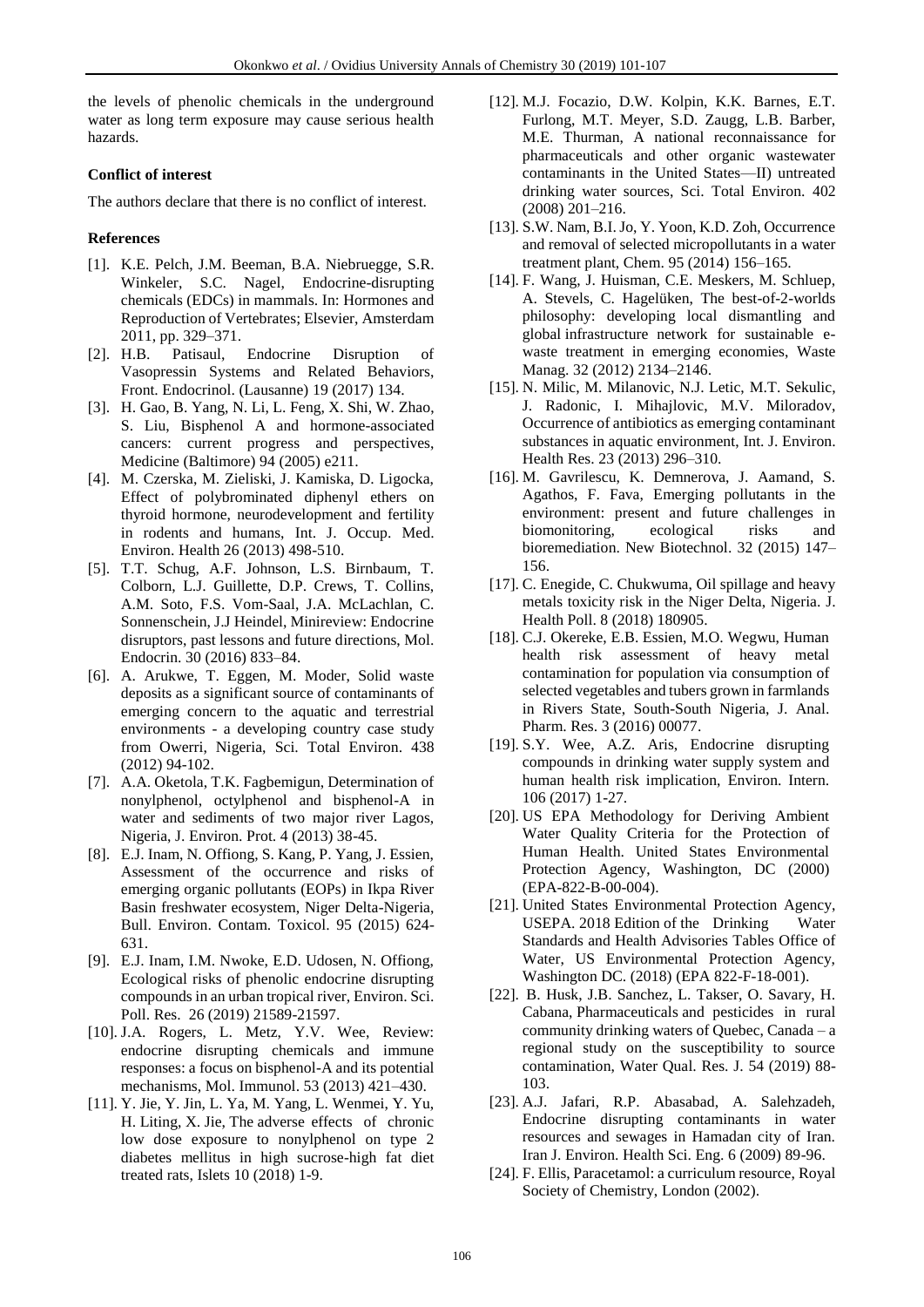the levels of phenolic chemicals in the underground water as long term exposure may cause serious health hazards.

**Conflict of interest**

The authors declare that there is no conflict of interest.

**References**

[1]. K.E. Pelch, J.M. Beeman, B.A. Niebruegge, S.R. Winkeler, S.C. Nagel, Endocrine-disrupting chemicals (EDCs) in mammals. In: Hormones and Reproduction of Vertebrates; Elsevier, Amsterdam 2011, pp. 329–371.

[2]. H.B. Patisaul, Endocrine Disruption of Vasopressin Systems and Related Behaviors, Front. Endocrinol. (Lausanne) 19 (2017) 134.

[3]. H. Gao, B. Yang, N. Li, L. Feng, X. Shi, W. Zhao, S. Liu, Bisphenol A and hormone-associated cancers: current progress and perspectives, Medicine (Baltimore) 94 (2005) e211.

[4]. M. Czerska, M. Zieliski, J. Kamiska, D. Ligocka, Effect of polybrominated diphenyl ethers on thyroid hormone, neurodevelopment and fertility in rodents and humans, Int. J. Occup. Med. Environ. Health 26 (2013) 498-510.

[5]. T.T. Schug, A.F. Johnson, L.S. Birnbaum, T. Colborn, L.J. Guillette, D.P. Crews, T. Collins, A.M. Soto, F.S. Vom-Saal, J.A. McLachlan, C. Sonnenschein, J.J Heindel, Minireview: Endocrine disruptors, past lessons and future directions, Mol. Endocrin. 30 (2016) 833–84.

[6]. A. Arukwe, T. Eggen, M. Moder, Solid waste deposits as a significant source of contaminants of emerging concern to the aquatic and terrestrial environments - a developing country case study from Owerri, Nigeria, Sci. Total Environ. 438 (2012) 94-102.

[7]. A.A. Oketola, T.K. Fagbemigun, Determination of nonylphenol, octylphenol and bisphenol-A in water and sediments of two major river Lagos, Nigeria, J. Environ. Prot. 4 (2013) 38-45.

[8]. E.J. Inam, N. Offiong, S. Kang, P. Yang, J. Essien, Assessment of the occurrence and risks of emerging organic pollutants (EOPs) in Ikpa River Basin freshwater ecosystem, Niger Delta-Nigeria, Bull. Environ. Contam. Toxicol. 95 (2015) 624-631.

[9]. E.J. Inam, I.M. Nwoke, E.D. Udosen, N. Offiong, Ecological risks of phenolic endocrine disrupting compounds in an urban tropical river, Environ. Sci. Poll. Res. 26 (2019) 21589-21597.

[10]. J.A. Rogers, L. Metz, Y.V. Wee, Review: endocrine disrupting chemicals and immune responses: a focus on bisphenol-A and its potential mechanisms, Mol. Immunol. 53 (2013) 421–430.

[11]. Y. Jie, Y. Jin, L. Ya, M. Yang, L. Wenmei, Y. Yu, H. Liting, X. Jie, The adverse effects of chronic low dose exposure to nonylphenol on type 2 diabetes mellitus in high sucrose-high fat diet treated rats, Islets 10 (2018) 1-9.

[12]. M.J. Focazio, D.W. Kolpin, K.K. Barnes, E.T. Furlong, M.T. Meyer, S.D. Zaugg, L.B. Barber, M.E. Thurman, A national reconnaissance for pharmaceuticals and other organic wastewater contaminants in the United States—II) untreated drinking water sources, Sci. Total Environ. 402 (2008) 201–216.

[13]. S.W. Nam, B.I. Jo, Y. Yoon, K.D. Zoh, Occurrence and removal of selected micropollutants in a water treatment plant, Chem. 95 (2014) 156–165.

[14]. F. Wang, J. Huisman, C.E. Meskers, M. Schluep, A. Stevels, C. Hagelüken, The best-of-2-worlds philosophy: developing local dismantling and global infrastructure network for sustainable e-waste treatment in emerging economies, Waste Manag. 32 (2012) 2134–2146.

[15]. N. Milic, M. Milanovic, N.J. Letic, M.T. Sekulic, J. Radonic, I. Mihajlovic, M.V. Miloradov, Occurrence of antibiotics as emerging contaminant substances in aquatic environment, Int. J. Environ. Health Res. 23 (2013) 296–310.

[16]. M. Gavrilescu, K. Demnerova, J. Aamand, S. Agathos, F. Fava, Emerging pollutants in the environment: present and future challenges in biomonitoring, ecological risks and bioremediation. New Biotechnol. 32 (2015) 147–156.

[17]. C. Enegide, C. Chukwuma, Oil spillage and heavy metals toxicity risk in the Niger Delta, Nigeria. J. Health Poll. 8 (2018) 180905.

[18]. C.J. Okereke, E.B. Essien, M.O. Wegwu, Human health risk assessment of heavy metal contamination for population via consumption of selected vegetables and tubers grown in farmlands in Rivers State, South-South Nigeria, J. Anal. Pharm. Res. 3 (2016) 00077.

[19]. S.Y. Wee, A.Z. Aris, Endocrine disrupting compounds in drinking water supply system and human health risk implication, Environ. Intern. 106 (2017) 1-27.

[20]. US EPA Methodology for Deriving Ambient Water Quality Criteria for the Protection of Human Health. United States Environmental Protection Agency, Washington, DC (2000) (EPA-822-B-00-004).

[21]. United States Environmental Protection Agency, USEPA. 2018 Edition of the Drinking Water Standards and Health Advisories Tables Office of Water, US Environmental Protection Agency, Washington DC. (2018) (EPA 822-F-18-001).

[22]. B. Husk, J.B. Sanchez, L. Takser, O. Savary, H. Cabana, Pharmaceuticals and pesticides in rural community drinking waters of Quebec, Canada – a regional study on the susceptibility to source contamination, Water Qual. Res. J. 54 (2019) 88-103.

[23]. A.J. Jafari, R.P. Abasabad, A. Salehzadeh, Endocrine disrupting contaminants in water resources and sewages in Hamadan city of Iran. Iran J. Environ. Health Sci. Eng. 6 (2009) 89-96.

[24]. F. Ellis, Paracetamol: a curriculum resource, Royal Society of Chemistry, London (2002).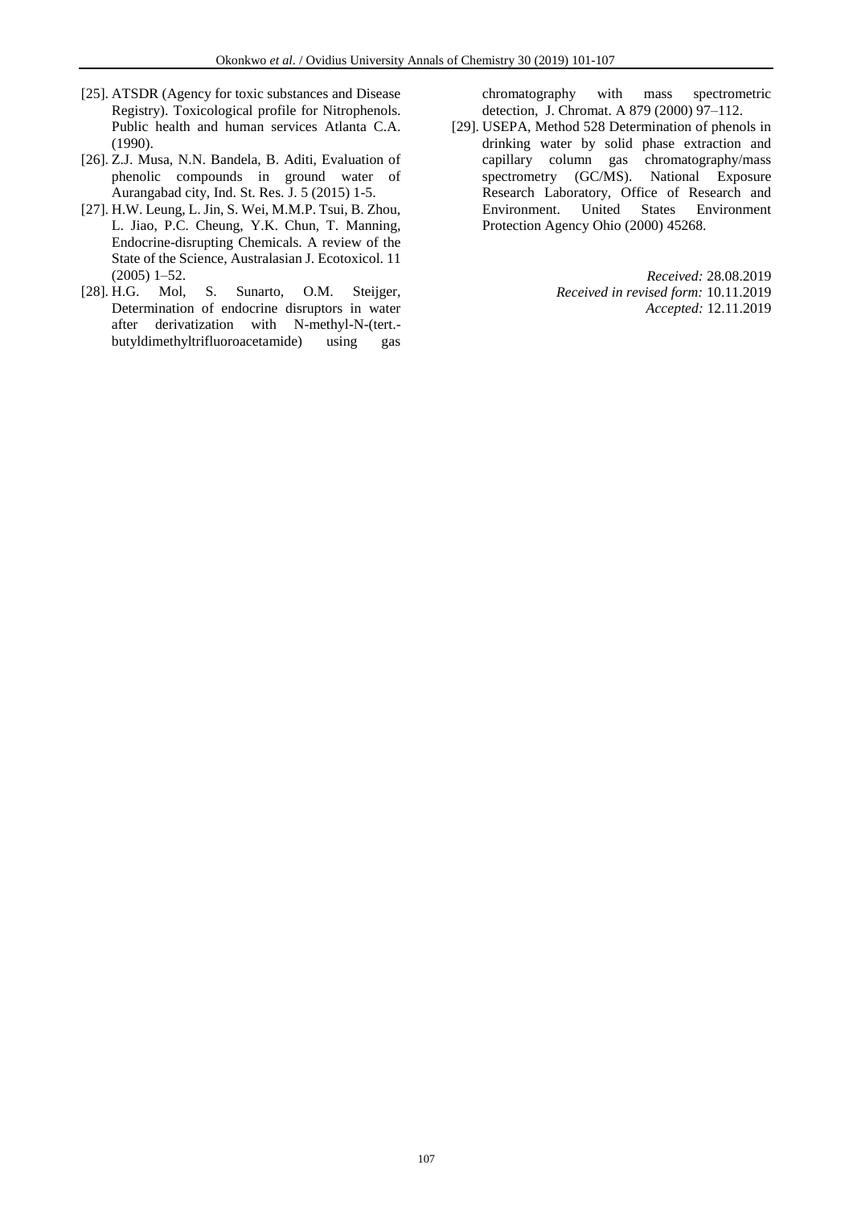[25]. ATSDR (Agency for toxic substances and Disease Registry). Toxicological profile for Nitrophenols. Public health and human services Atlanta C.A. (1990).

[26]. Z.J. Musa, N.N. Bandela, B. Aditi, Evaluation of phenolic compounds in ground water of Aurangabad city, Ind. St. Res. J. 5 (2015) 1-5.

[27]. H.W. Leung, L. Jin, S. Wei, M.M.P. Tsui, B. Zhou, L. Jiao, P.C. Cheung, Y.K. Chun, T. Manning, Endocrine-disrupting Chemicals. A review of the State of the Science, Australasian J. Ecotoxicol. 11 (2005) 1–52.

[28]. H.G. Mol, S. Sunarto, O.M. Steijger, Determination of endocrine disruptors in water after derivatization with N-methyl-N-(tert.-butyldimethyltrifluoroacetamide) using gas chromatography with mass spectrometric detection, J. Chromat. A 879 (2000) 97–112.

[29]. USEPA, Method 528 Determination of phenols in drinking water by solid phase extraction and capillary column gas chromatography/mass spectrometry (GC/MS). National Exposure Research Laboratory, Office of Research and Environment. United States Environment Protection Agency Ohio (2000) 45268.

*Received:* 28.08.2019
*Received in revised form:* 10.11.2019
*Accepted:* 12.11.2019